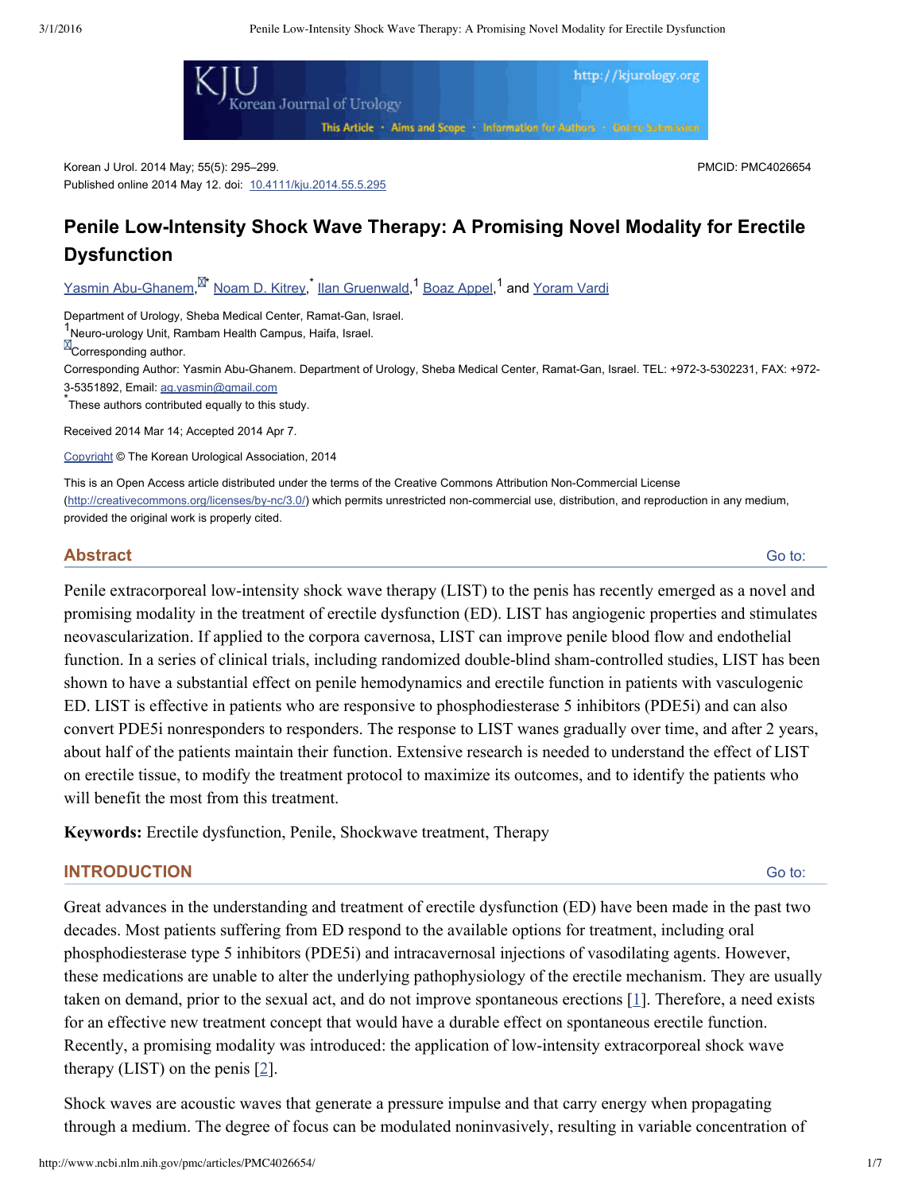Korean J Urol. 2014 May; 55(5): 295–299.
Published online 2014 May 12. doi: 10.4111/kju.2014.55.5.295

PMCID: PMC4026654

# Penile Low-Intensity Shock Wave Therapy: A Promising Novel Modality for Erectile Dysfunction

Yasmin Abu-Ghanem,* Noam D. Kitrey,* Ilan Gruenwald,[1] Boaz Appel,[1] and Yoram Vardi

Department of Urology, Sheba Medical Center, Ramat-Gan, Israel.
[1]Neuro-urology Unit, Rambam Health Campus, Haifa, Israel.
Corresponding author.
Corresponding Author: Yasmin Abu-Ghanem. Department of Urology, Sheba Medical Center, Ramat-Gan, Israel. TEL: +972-3-5302231, FAX: +972-3-5351892, Email: ag.yasmin@gmail.com
*These authors contributed equally to this study.

Received 2014 Mar 14; Accepted 2014 Apr 7.

Copyright © The Korean Urological Association, 2014

This is an Open Access article distributed under the terms of the Creative Commons Attribution Non-Commercial License (http://creativecommons.org/licenses/by-nc/3.0/) which permits unrestricted non-commercial use, distribution, and reproduction in any medium, provided the original work is properly cited.

## Abstract

Penile extracorporeal low-intensity shock wave therapy (LIST) to the penis has recently emerged as a novel and promising modality in the treatment of erectile dysfunction (ED). LIST has angiogenic properties and stimulates neovascularization. If applied to the corpora cavernosa, LIST can improve penile blood flow and endothelial function. In a series of clinical trials, including randomized double-blind sham-controlled studies, LIST has been shown to have a substantial effect on penile hemodynamics and erectile function in patients with vasculogenic ED. LIST is effective in patients who are responsive to phosphodiesterase 5 inhibitors (PDE5i) and can also convert PDE5i nonresponders to responders. The response to LIST wanes gradually over time, and after 2 years, about half of the patients maintain their function. Extensive research is needed to understand the effect of LIST on erectile tissue, to modify the treatment protocol to maximize its outcomes, and to identify the patients who will benefit the most from this treatment.

**Keywords:** Erectile dysfunction, Penile, Shockwave treatment, Therapy

## INTRODUCTION

Great advances in the understanding and treatment of erectile dysfunction (ED) have been made in the past two decades. Most patients suffering from ED respond to the available options for treatment, including oral phosphodiesterase type 5 inhibitors (PDE5i) and intracavernosal injections of vasodilating agents. However, these medications are unable to alter the underlying pathophysiology of the erectile mechanism. They are usually taken on demand, prior to the sexual act, and do not improve spontaneous erections [1]. Therefore, a need exists for an effective new treatment concept that would have a durable effect on spontaneous erectile function. Recently, a promising modality was introduced: the application of low-intensity extracorporeal shock wave therapy (LIST) on the penis [2].

Shock waves are acoustic waves that generate a pressure impulse and that carry energy when propagating through a medium. The degree of focus can be modulated noninvasively, resulting in variable concentration of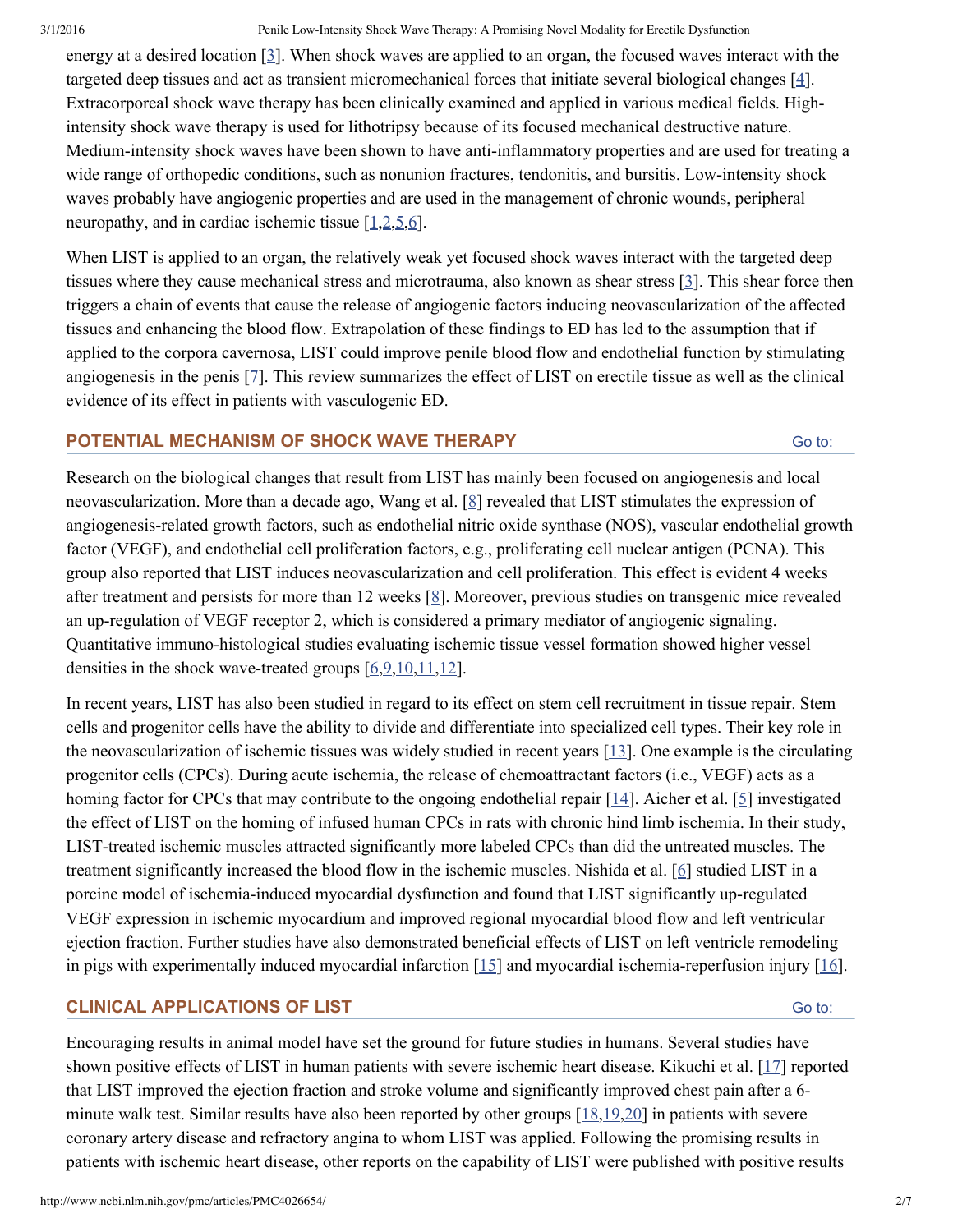energy at a desired location [3]. When shock waves are applied to an organ, the focused waves interact with the targeted deep tissues and act as transient micromechanical forces that initiate several biological changes [4]. Extracorporeal shock wave therapy has been clinically examined and applied in various medical fields. High-intensity shock wave therapy is used for lithotripsy because of its focused mechanical destructive nature. Medium-intensity shock waves have been shown to have anti-inflammatory properties and are used for treating a wide range of orthopedic conditions, such as nonunion fractures, tendonitis, and bursitis. Low-intensity shock waves probably have angiogenic properties and are used in the management of chronic wounds, peripheral neuropathy, and in cardiac ischemic tissue [1,2,5,6].

When LIST is applied to an organ, the relatively weak yet focused shock waves interact with the targeted deep tissues where they cause mechanical stress and microtrauma, also known as shear stress [3]. This shear force then triggers a chain of events that cause the release of angiogenic factors inducing neovascularization of the affected tissues and enhancing the blood flow. Extrapolation of these findings to ED has led to the assumption that if applied to the corpora cavernosa, LIST could improve penile blood flow and endothelial function by stimulating angiogenesis in the penis [7]. This review summarizes the effect of LIST on erectile tissue as well as the clinical evidence of its effect in patients with vasculogenic ED.

## POTENTIAL MECHANISM OF SHOCK WAVE THERAPY

Research on the biological changes that result from LIST has mainly been focused on angiogenesis and local neovascularization. More than a decade ago, Wang et al. [8] revealed that LIST stimulates the expression of angiogenesis-related growth factors, such as endothelial nitric oxide synthase (NOS), vascular endothelial growth factor (VEGF), and endothelial cell proliferation factors, e.g., proliferating cell nuclear antigen (PCNA). This group also reported that LIST induces neovascularization and cell proliferation. This effect is evident 4 weeks after treatment and persists for more than 12 weeks [8]. Moreover, previous studies on transgenic mice revealed an up-regulation of VEGF receptor 2, which is considered a primary mediator of angiogenic signaling. Quantitative immuno-histological studies evaluating ischemic tissue vessel formation showed higher vessel densities in the shock wave-treated groups [6,9,10,11,12].

In recent years, LIST has also been studied in regard to its effect on stem cell recruitment in tissue repair. Stem cells and progenitor cells have the ability to divide and differentiate into specialized cell types. Their key role in the neovascularization of ischemic tissues was widely studied in recent years [13]. One example is the circulating progenitor cells (CPCs). During acute ischemia, the release of chemoattractant factors (i.e., VEGF) acts as a homing factor for CPCs that may contribute to the ongoing endothelial repair [14]. Aicher et al. [5] investigated the effect of LIST on the homing of infused human CPCs in rats with chronic hind limb ischemia. In their study, LIST-treated ischemic muscles attracted significantly more labeled CPCs than did the untreated muscles. The treatment significantly increased the blood flow in the ischemic muscles. Nishida et al. [6] studied LIST in a porcine model of ischemia-induced myocardial dysfunction and found that LIST significantly up-regulated VEGF expression in ischemic myocardium and improved regional myocardial blood flow and left ventricular ejection fraction. Further studies have also demonstrated beneficial effects of LIST on left ventricle remodeling in pigs with experimentally induced myocardial infarction [15] and myocardial ischemia-reperfusion injury [16].

## CLINICAL APPLICATIONS OF LIST

Encouraging results in animal model have set the ground for future studies in humans. Several studies have shown positive effects of LIST in human patients with severe ischemic heart disease. Kikuchi et al. [17] reported that LIST improved the ejection fraction and stroke volume and significantly improved chest pain after a 6-minute walk test. Similar results have also been reported by other groups [18,19,20] in patients with severe coronary artery disease and refractory angina to whom LIST was applied. Following the promising results in patients with ischemic heart disease, other reports on the capability of LIST were published with positive results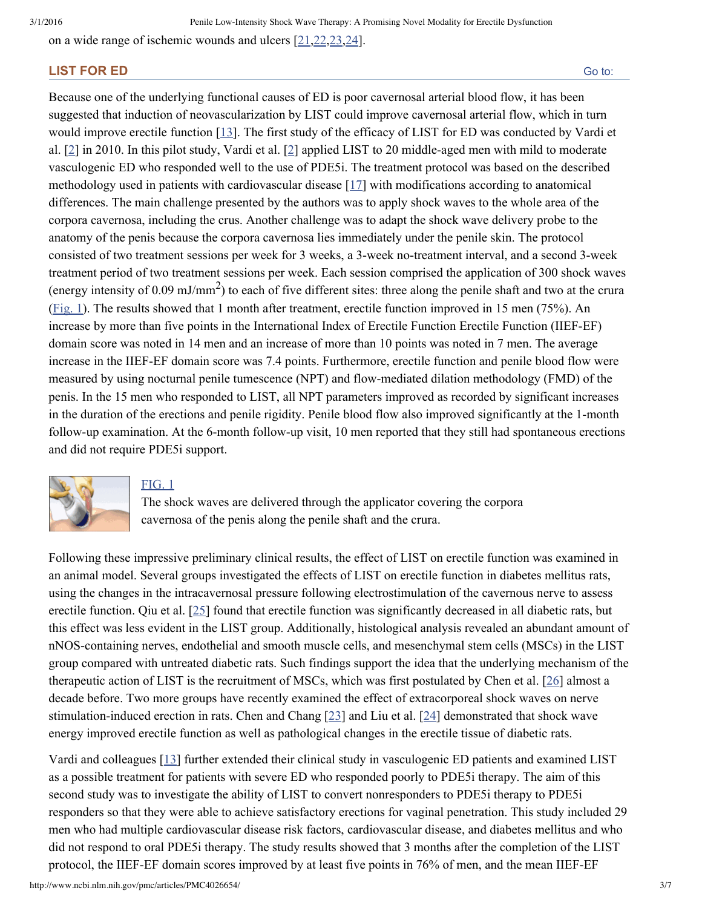on a wide range of ischemic wounds and ulcers [21,22,23,24].

## LIST FOR ED

Because one of the underlying functional causes of ED is poor cavernosal arterial blood flow, it has been suggested that induction of neovascularization by LIST could improve cavernosal arterial flow, which in turn would improve erectile function [13]. The first study of the efficacy of LIST for ED was conducted by Vardi et al. [2] in 2010. In this pilot study, Vardi et al. [2] applied LIST to 20 middle-aged men with mild to moderate vasculogenic ED who responded well to the use of PDE5i. The treatment protocol was based on the described methodology used in patients with cardiovascular disease [17] with modifications according to anatomical differences. The main challenge presented by the authors was to apply shock waves to the whole area of the corpora cavernosa, including the crus. Another challenge was to adapt the shock wave delivery probe to the anatomy of the penis because the corpora cavernosa lies immediately under the penile skin. The protocol consisted of two treatment sessions per week for 3 weeks, a 3-week no-treatment interval, and a second 3-week treatment period of two treatment sessions per week. Each session comprised the application of 300 shock waves (energy intensity of 0.09 mJ/mm$^2$) to each of five different sites: three along the penile shaft and two at the crura (Fig. 1). The results showed that 1 month after treatment, erectile function improved in 15 men (75%). An increase by more than five points in the International Index of Erectile Function Erectile Function (IIEF-EF) domain score was noted in 14 men and an increase of more than 10 points was noted in 7 men. The average increase in the IIEF-EF domain score was 7.4 points. Furthermore, erectile function and penile blood flow were measured by using nocturnal penile tumescence (NPT) and flow-mediated dilation methodology (FMD) of the penis. In the 15 men who responded to LIST, all NPT parameters improved as recorded by significant increases in the duration of the erections and penile rigidity. Penile blood flow also improved significantly at the 1-month follow-up examination. At the 6-month follow-up visit, 10 men reported that they still had spontaneous erections and did not require PDE5i support.

FIG. 1

The shock waves are delivered through the applicator covering the corpora cavernosa of the penis along the penile shaft and the crura.

Following these impressive preliminary clinical results, the effect of LIST on erectile function was examined in an animal model. Several groups investigated the effects of LIST on erectile function in diabetes mellitus rats, using the changes in the intracavernosal pressure following electrostimulation of the cavernous nerve to assess erectile function. Qiu et al. [25] found that erectile function was significantly decreased in all diabetic rats, but this effect was less evident in the LIST group. Additionally, histological analysis revealed an abundant amount of nNOS-containing nerves, endothelial and smooth muscle cells, and mesenchymal stem cells (MSCs) in the LIST group compared with untreated diabetic rats. Such findings support the idea that the underlying mechanism of the therapeutic action of LIST is the recruitment of MSCs, which was first postulated by Chen et al. [26] almost a decade before. Two more groups have recently examined the effect of extracorporeal shock waves on nerve stimulation-induced erection in rats. Chen and Chang [23] and Liu et al. [24] demonstrated that shock wave energy improved erectile function as well as pathological changes in the erectile tissue of diabetic rats.

Vardi and colleagues [13] further extended their clinical study in vasculogenic ED patients and examined LIST as a possible treatment for patients with severe ED who responded poorly to PDE5i therapy. The aim of this second study was to investigate the ability of LIST to convert nonresponders to PDE5i therapy to PDE5i responders so that they were able to achieve satisfactory erections for vaginal penetration. This study included 29 men who had multiple cardiovascular disease risk factors, cardiovascular disease, and diabetes mellitus and who did not respond to oral PDE5i therapy. The study results showed that 3 months after the completion of the LIST protocol, the IIEF-EF domain scores improved by at least five points in 76% of men, and the mean IIEF-EF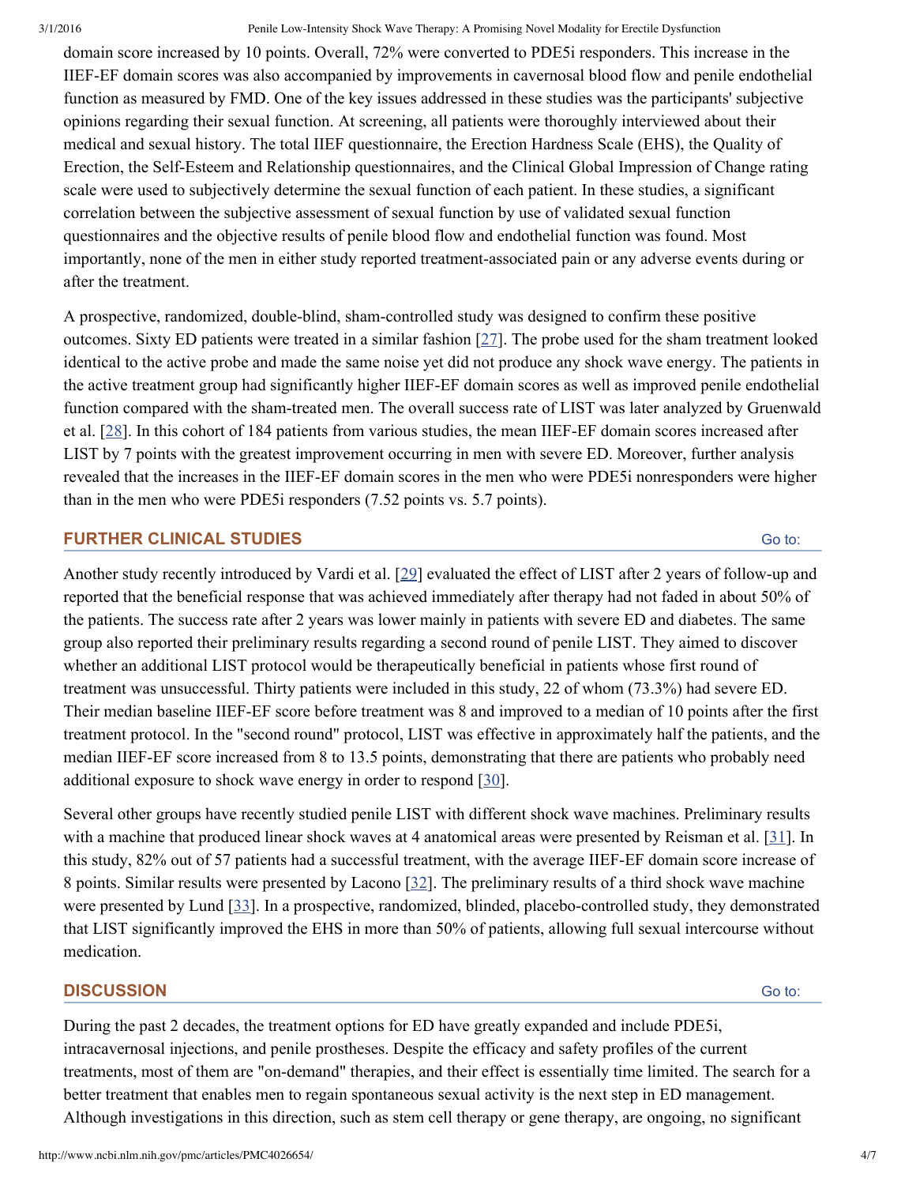domain score increased by 10 points. Overall, 72% were converted to PDE5i responders. This increase in the IIEF-EF domain scores was also accompanied by improvements in cavernosal blood flow and penile endothelial function as measured by FMD. One of the key issues addressed in these studies was the participants' subjective opinions regarding their sexual function. At screening, all patients were thoroughly interviewed about their medical and sexual history. The total IIEF questionnaire, the Erection Hardness Scale (EHS), the Quality of Erection, the Self-Esteem and Relationship questionnaires, and the Clinical Global Impression of Change rating scale were used to subjectively determine the sexual function of each patient. In these studies, a significant correlation between the subjective assessment of sexual function by use of validated sexual function questionnaires and the objective results of penile blood flow and endothelial function was found. Most importantly, none of the men in either study reported treatment-associated pain or any adverse events during or after the treatment.

A prospective, randomized, double-blind, sham-controlled study was designed to confirm these positive outcomes. Sixty ED patients were treated in a similar fashion [27]. The probe used for the sham treatment looked identical to the active probe and made the same noise yet did not produce any shock wave energy. The patients in the active treatment group had significantly higher IIEF-EF domain scores as well as improved penile endothelial function compared with the sham-treated men. The overall success rate of LIST was later analyzed by Gruenwald et al. [28]. In this cohort of 184 patients from various studies, the mean IIEF-EF domain scores increased after LIST by 7 points with the greatest improvement occurring in men with severe ED. Moreover, further analysis revealed that the increases in the IIEF-EF domain scores in the men who were PDE5i nonresponders were higher than in the men who were PDE5i responders (7.52 points vs. 5.7 points).

## FURTHER CLINICAL STUDIES

Another study recently introduced by Vardi et al. [29] evaluated the effect of LIST after 2 years of follow-up and reported that the beneficial response that was achieved immediately after therapy had not faded in about 50% of the patients. The success rate after 2 years was lower mainly in patients with severe ED and diabetes. The same group also reported their preliminary results regarding a second round of penile LIST. They aimed to discover whether an additional LIST protocol would be therapeutically beneficial in patients whose first round of treatment was unsuccessful. Thirty patients were included in this study, 22 of whom (73.3%) had severe ED. Their median baseline IIEF-EF score before treatment was 8 and improved to a median of 10 points after the first treatment protocol. In the "second round" protocol, LIST was effective in approximately half the patients, and the median IIEF-EF score increased from 8 to 13.5 points, demonstrating that there are patients who probably need additional exposure to shock wave energy in order to respond [30].

Several other groups have recently studied penile LIST with different shock wave machines. Preliminary results with a machine that produced linear shock waves at 4 anatomical areas were presented by Reisman et al. [31]. In this study, 82% out of 57 patients had a successful treatment, with the average IIEF-EF domain score increase of 8 points. Similar results were presented by Lacono [32]. The preliminary results of a third shock wave machine were presented by Lund [33]. In a prospective, randomized, blinded, placebo-controlled study, they demonstrated that LIST significantly improved the EHS in more than 50% of patients, allowing full sexual intercourse without medication.

## DISCUSSION

During the past 2 decades, the treatment options for ED have greatly expanded and include PDE5i, intracavernosal injections, and penile prostheses. Despite the efficacy and safety profiles of the current treatments, most of them are "on-demand" therapies, and their effect is essentially time limited. The search for a better treatment that enables men to regain spontaneous sexual activity is the next step in ED management. Although investigations in this direction, such as stem cell therapy or gene therapy, are ongoing, no significant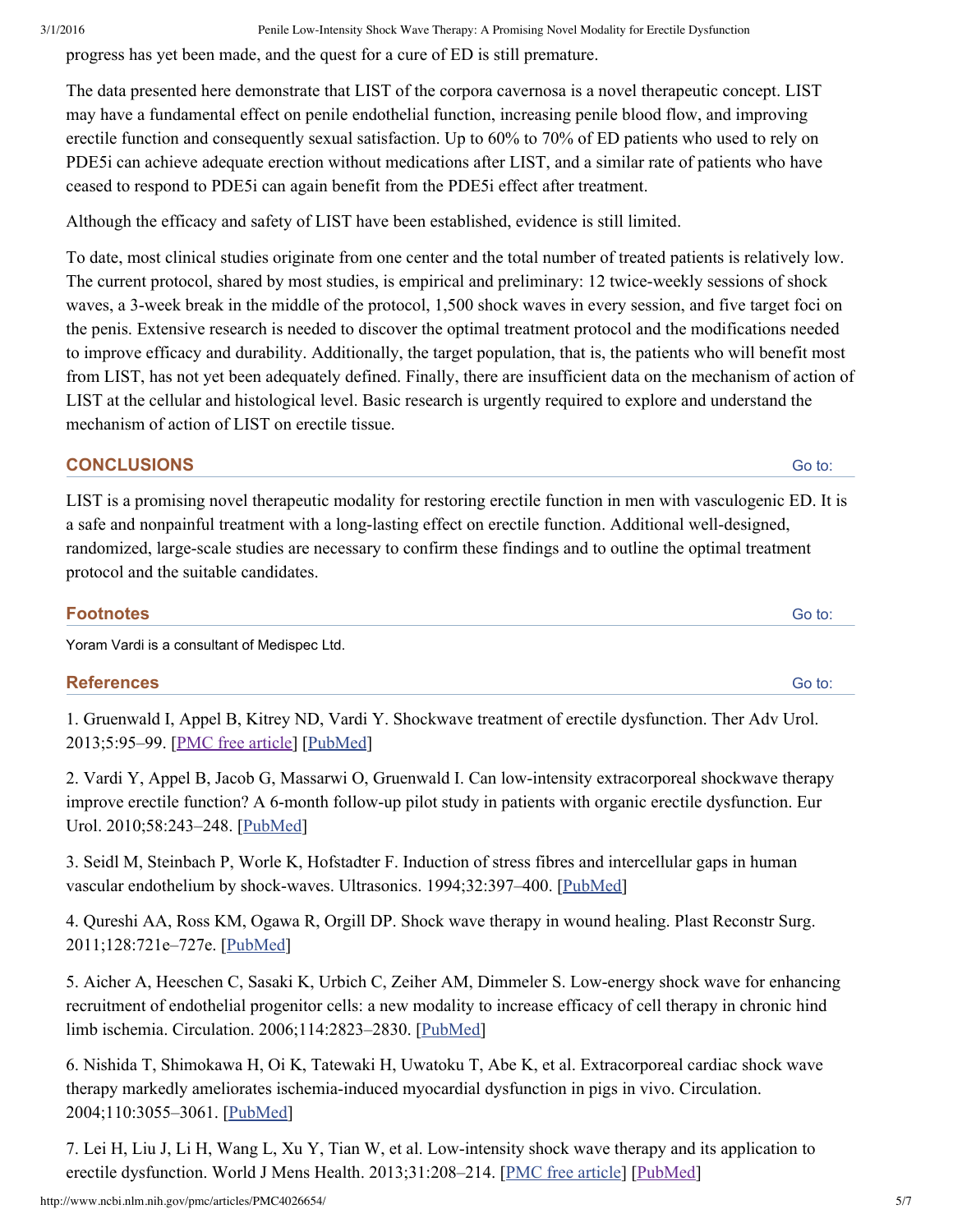progress has yet been made, and the quest for a cure of ED is still premature.

The data presented here demonstrate that LIST of the corpora cavernosa is a novel therapeutic concept. LIST may have a fundamental effect on penile endothelial function, increasing penile blood flow, and improving erectile function and consequently sexual satisfaction. Up to 60% to 70% of ED patients who used to rely on PDE5i can achieve adequate erection without medications after LIST, and a similar rate of patients who have ceased to respond to PDE5i can again benefit from the PDE5i effect after treatment.

Although the efficacy and safety of LIST have been established, evidence is still limited.

To date, most clinical studies originate from one center and the total number of treated patients is relatively low. The current protocol, shared by most studies, is empirical and preliminary: 12 twice-weekly sessions of shock waves, a 3-week break in the middle of the protocol, 1,500 shock waves in every session, and five target foci on the penis. Extensive research is needed to discover the optimal treatment protocol and the modifications needed to improve efficacy and durability. Additionally, the target population, that is, the patients who will benefit most from LIST, has not yet been adequately defined. Finally, there are insufficient data on the mechanism of action of LIST at the cellular and histological level. Basic research is urgently required to explore and understand the mechanism of action of LIST on erectile tissue.

## CONCLUSIONS

LIST is a promising novel therapeutic modality for restoring erectile function in men with vasculogenic ED. It is a safe and nonpainful treatment with a long-lasting effect on erectile function. Additional well-designed, randomized, large-scale studies are necessary to confirm these findings and to outline the optimal treatment protocol and the suitable candidates.

## Footnotes

Yoram Vardi is a consultant of Medispec Ltd.

## References

1. Gruenwald I, Appel B, Kitrey ND, Vardi Y. Shockwave treatment of erectile dysfunction. Ther Adv Urol. 2013;5:95–99. [PMC free article] [PubMed]

2. Vardi Y, Appel B, Jacob G, Massarwi O, Gruenwald I. Can low-intensity extracorporeal shockwave therapy improve erectile function? A 6-month follow-up pilot study in patients with organic erectile dysfunction. Eur Urol. 2010;58:243–248. [PubMed]

3. Seidl M, Steinbach P, Worle K, Hofstadter F. Induction of stress fibres and intercellular gaps in human vascular endothelium by shock-waves. Ultrasonics. 1994;32:397–400. [PubMed]

4. Qureshi AA, Ross KM, Ogawa R, Orgill DP. Shock wave therapy in wound healing. Plast Reconstr Surg. 2011;128:721e–727e. [PubMed]

5. Aicher A, Heeschen C, Sasaki K, Urbich C, Zeiher AM, Dimmeler S. Low-energy shock wave for enhancing recruitment of endothelial progenitor cells: a new modality to increase efficacy of cell therapy in chronic hind limb ischemia. Circulation. 2006;114:2823–2830. [PubMed]

6. Nishida T, Shimokawa H, Oi K, Tatewaki H, Uwatoku T, Abe K, et al. Extracorporeal cardiac shock wave therapy markedly ameliorates ischemia-induced myocardial dysfunction in pigs in vivo. Circulation. 2004;110:3055–3061. [PubMed]

7. Lei H, Liu J, Li H, Wang L, Xu Y, Tian W, et al. Low-intensity shock wave therapy and its application to erectile dysfunction. World J Mens Health. 2013;31:208–214. [PMC free article] [PubMed]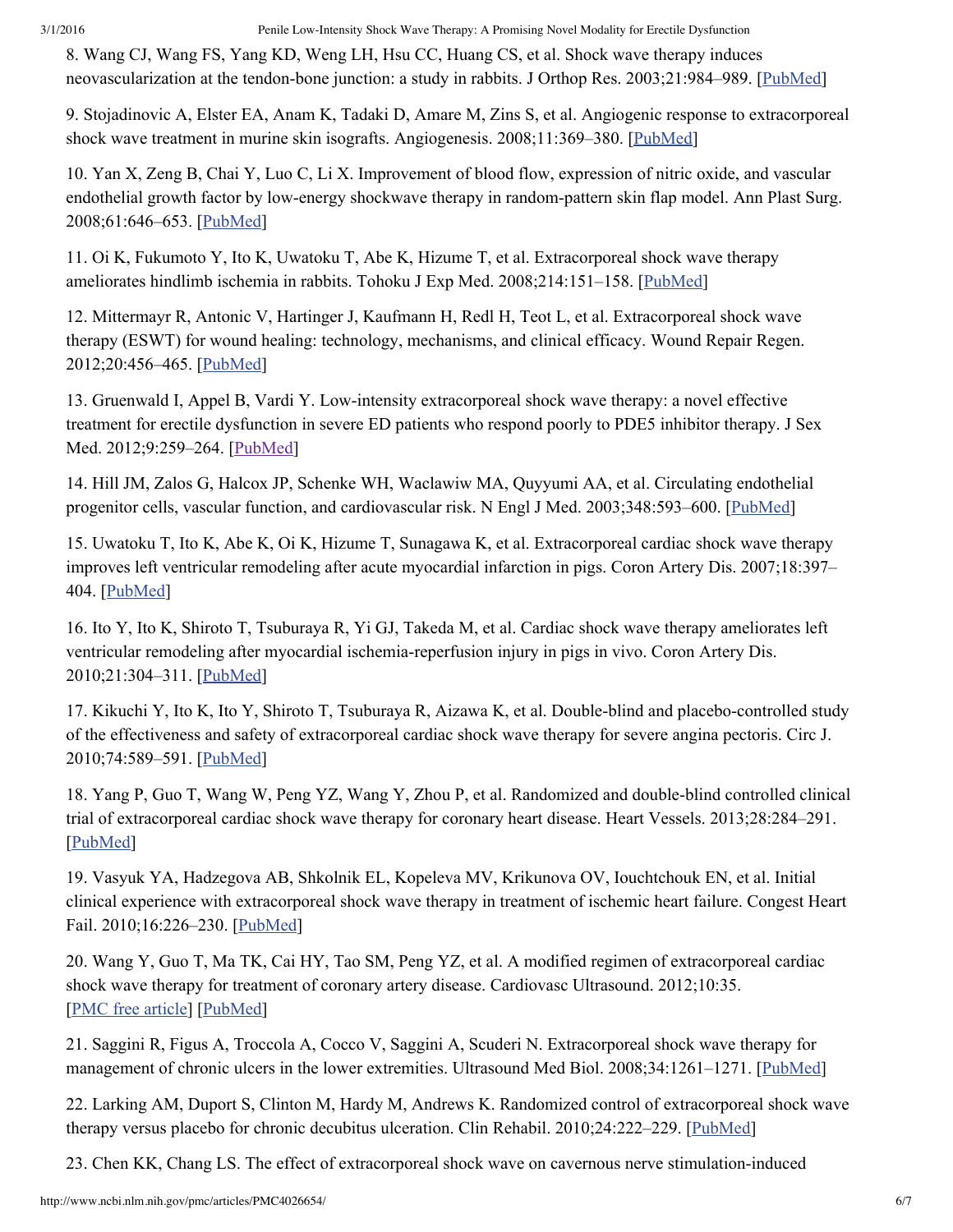8. Wang CJ, Wang FS, Yang KD, Weng LH, Hsu CC, Huang CS, et al. Shock wave therapy induces neovascularization at the tendon-bone junction: a study in rabbits. J Orthop Res. 2003;21:984–989. [PubMed]

9. Stojadinovic A, Elster EA, Anam K, Tadaki D, Amare M, Zins S, et al. Angiogenic response to extracorporeal shock wave treatment in murine skin isografts. Angiogenesis. 2008;11:369–380. [PubMed]

10. Yan X, Zeng B, Chai Y, Luo C, Li X. Improvement of blood flow, expression of nitric oxide, and vascular endothelial growth factor by low-energy shockwave therapy in random-pattern skin flap model. Ann Plast Surg. 2008;61:646–653. [PubMed]

11. Oi K, Fukumoto Y, Ito K, Uwatoku T, Abe K, Hizume T, et al. Extracorporeal shock wave therapy ameliorates hindlimb ischemia in rabbits. Tohoku J Exp Med. 2008;214:151–158. [PubMed]

12. Mittermayr R, Antonic V, Hartinger J, Kaufmann H, Redl H, Teot L, et al. Extracorporeal shock wave therapy (ESWT) for wound healing: technology, mechanisms, and clinical efficacy. Wound Repair Regen. 2012;20:456–465. [PubMed]

13. Gruenwald I, Appel B, Vardi Y. Low-intensity extracorporeal shock wave therapy: a novel effective treatment for erectile dysfunction in severe ED patients who respond poorly to PDE5 inhibitor therapy. J Sex Med. 2012;9:259–264. [PubMed]

14. Hill JM, Zalos G, Halcox JP, Schenke WH, Waclawiw MA, Quyyumi AA, et al. Circulating endothelial progenitor cells, vascular function, and cardiovascular risk. N Engl J Med. 2003;348:593–600. [PubMed]

15. Uwatoku T, Ito K, Abe K, Oi K, Hizume T, Sunagawa K, et al. Extracorporeal cardiac shock wave therapy improves left ventricular remodeling after acute myocardial infarction in pigs. Coron Artery Dis. 2007;18:397–404. [PubMed]

16. Ito Y, Ito K, Shiroto T, Tsuburaya R, Yi GJ, Takeda M, et al. Cardiac shock wave therapy ameliorates left ventricular remodeling after myocardial ischemia-reperfusion injury in pigs in vivo. Coron Artery Dis. 2010;21:304–311. [PubMed]

17. Kikuchi Y, Ito K, Ito Y, Shiroto T, Tsuburaya R, Aizawa K, et al. Double-blind and placebo-controlled study of the effectiveness and safety of extracorporeal cardiac shock wave therapy for severe angina pectoris. Circ J. 2010;74:589–591. [PubMed]

18. Yang P, Guo T, Wang W, Peng YZ, Wang Y, Zhou P, et al. Randomized and double-blind controlled clinical trial of extracorporeal cardiac shock wave therapy for coronary heart disease. Heart Vessels. 2013;28:284–291. [PubMed]

19. Vasyuk YA, Hadzegova AB, Shkolnik EL, Kopeleva MV, Krikunova OV, Iouchtchouk EN, et al. Initial clinical experience with extracorporeal shock wave therapy in treatment of ischemic heart failure. Congest Heart Fail. 2010;16:226–230. [PubMed]

20. Wang Y, Guo T, Ma TK, Cai HY, Tao SM, Peng YZ, et al. A modified regimen of extracorporeal cardiac shock wave therapy for treatment of coronary artery disease. Cardiovasc Ultrasound. 2012;10:35. [PMC free article] [PubMed]

21. Saggini R, Figus A, Troccola A, Cocco V, Saggini A, Scuderi N. Extracorporeal shock wave therapy for management of chronic ulcers in the lower extremities. Ultrasound Med Biol. 2008;34:1261–1271. [PubMed]

22. Larking AM, Duport S, Clinton M, Hardy M, Andrews K. Randomized control of extracorporeal shock wave therapy versus placebo for chronic decubitus ulceration. Clin Rehabil. 2010;24:222–229. [PubMed]

23. Chen KK, Chang LS. The effect of extracorporeal shock wave on cavernous nerve stimulation-induced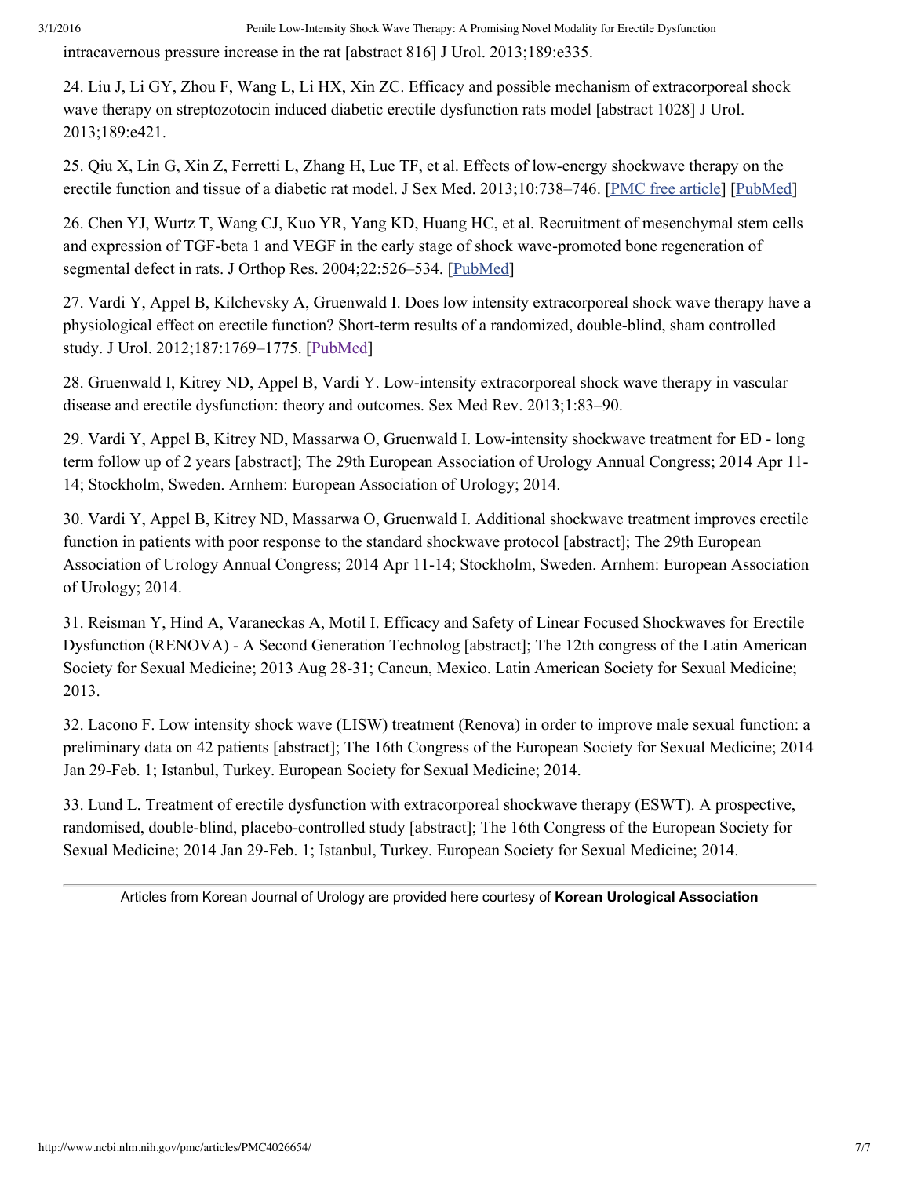intracavernous pressure increase in the rat [abstract 816] J Urol. 2013;189:e335.

24. Liu J, Li GY, Zhou F, Wang L, Li HX, Xin ZC. Efficacy and possible mechanism of extracorporeal shock wave therapy on streptozotocin induced diabetic erectile dysfunction rats model [abstract 1028] J Urol. 2013;189:e421.

25. Qiu X, Lin G, Xin Z, Ferretti L, Zhang H, Lue TF, et al. Effects of low-energy shockwave therapy on the erectile function and tissue of a diabetic rat model. J Sex Med. 2013;10:738–746. [PMC free article] [PubMed]

26. Chen YJ, Wurtz T, Wang CJ, Kuo YR, Yang KD, Huang HC, et al. Recruitment of mesenchymal stem cells and expression of TGF-beta 1 and VEGF in the early stage of shock wave-promoted bone regeneration of segmental defect in rats. J Orthop Res. 2004;22:526–534. [PubMed]

27. Vardi Y, Appel B, Kilchevsky A, Gruenwald I. Does low intensity extracorporeal shock wave therapy have a physiological effect on erectile function? Short-term results of a randomized, double-blind, sham controlled study. J Urol. 2012;187:1769–1775. [PubMed]

28. Gruenwald I, Kitrey ND, Appel B, Vardi Y. Low-intensity extracorporeal shock wave therapy in vascular disease and erectile dysfunction: theory and outcomes. Sex Med Rev. 2013;1:83–90.

29. Vardi Y, Appel B, Kitrey ND, Massarwa O, Gruenwald I. Low-intensity shockwave treatment for ED - long term follow up of 2 years [abstract]; The 29th European Association of Urology Annual Congress; 2014 Apr 11-14; Stockholm, Sweden. Arnhem: European Association of Urology; 2014.

30. Vardi Y, Appel B, Kitrey ND, Massarwa O, Gruenwald I. Additional shockwave treatment improves erectile function in patients with poor response to the standard shockwave protocol [abstract]; The 29th European Association of Urology Annual Congress; 2014 Apr 11-14; Stockholm, Sweden. Arnhem: European Association of Urology; 2014.

31. Reisman Y, Hind A, Varaneckas A, Motil I. Efficacy and Safety of Linear Focused Shockwaves for Erectile Dysfunction (RENOVA) - A Second Generation Technolog [abstract]; The 12th congress of the Latin American Society for Sexual Medicine; 2013 Aug 28-31; Cancun, Mexico. Latin American Society for Sexual Medicine; 2013.

32. Lacono F. Low intensity shock wave (LISW) treatment (Renova) in order to improve male sexual function: a preliminary data on 42 patients [abstract]; The 16th Congress of the European Society for Sexual Medicine; 2014 Jan 29-Feb. 1; Istanbul, Turkey. European Society for Sexual Medicine; 2014.

33. Lund L. Treatment of erectile dysfunction with extracorporeal shockwave therapy (ESWT). A prospective, randomised, double-blind, placebo-controlled study [abstract]; The 16th Congress of the European Society for Sexual Medicine; 2014 Jan 29-Feb. 1; Istanbul, Turkey. European Society for Sexual Medicine; 2014.

---

Articles from Korean Journal of Urology are provided here courtesy of **Korean Urological Association**